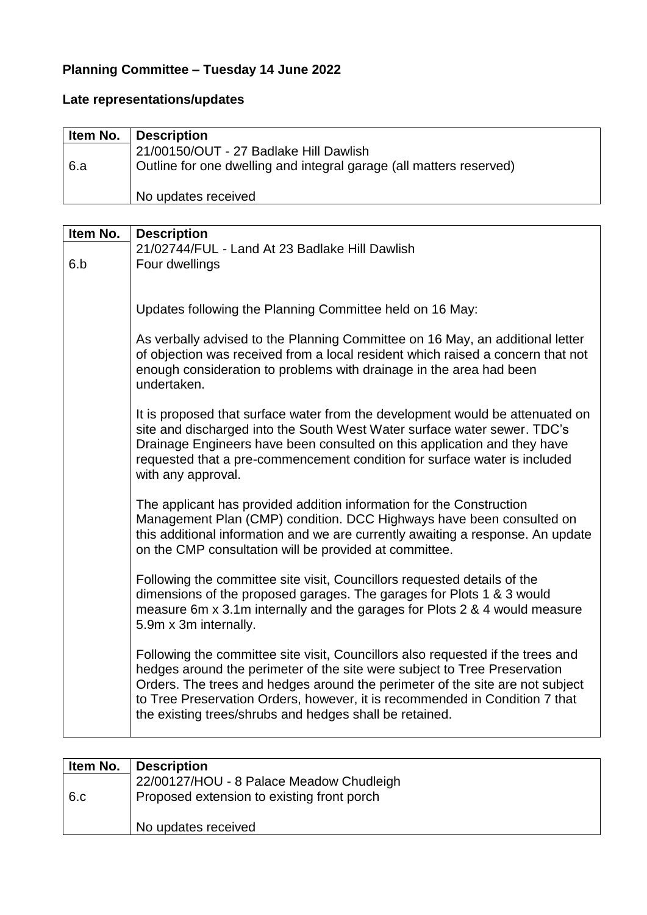**Planning Committee – Tuesday 14 June 2022**

**Late representations/updates**

| Item No. | Description |
|---|---|
| 6.a | 21/00150/OUT - 27 Badlake Hill Dawlish<br>Outline for one dwelling and integral garage (all matters reserved)<br><br>No updates received |

| Item No. | Description |
|---|---|
| 6.b | 21/02744/FUL - Land At 23 Badlake Hill Dawlish<br>Four dwellings<br><br>Updates following the Planning Committee held on 16 May:<br><br>As verbally advised to the Planning Committee on 16 May, an additional letter of objection was received from a local resident which raised a concern that not enough consideration to problems with drainage in the area had been undertaken.<br><br>It is proposed that surface water from the development would be attenuated on site and discharged into the South West Water surface water sewer. TDC's Drainage Engineers have been consulted on this application and they have requested that a pre-commencement condition for surface water is included with any approval.<br><br>The applicant has provided addition information for the Construction Management Plan (CMP) condition. DCC Highways have been consulted on this additional information and we are currently awaiting a response. An update on the CMP consultation will be provided at committee.<br><br>Following the committee site visit, Councillors requested details of the dimensions of the proposed garages. The garages for Plots 1 & 3 would measure 6m x 3.1m internally and the garages for Plots 2 & 4 would measure 5.9m x 3m internally.<br><br>Following the committee site visit, Councillors also requested if the trees and hedges around the perimeter of the site were subject to Tree Preservation Orders. The trees and hedges around the perimeter of the site are not subject to Tree Preservation Orders, however, it is recommended in Condition 7 that the existing trees/shrubs and hedges shall be retained. |

| Item No. | Description |
|---|---|
| 6.c | 22/00127/HOU - 8 Palace Meadow Chudleigh<br>Proposed extension to existing front porch<br><br>No updates received |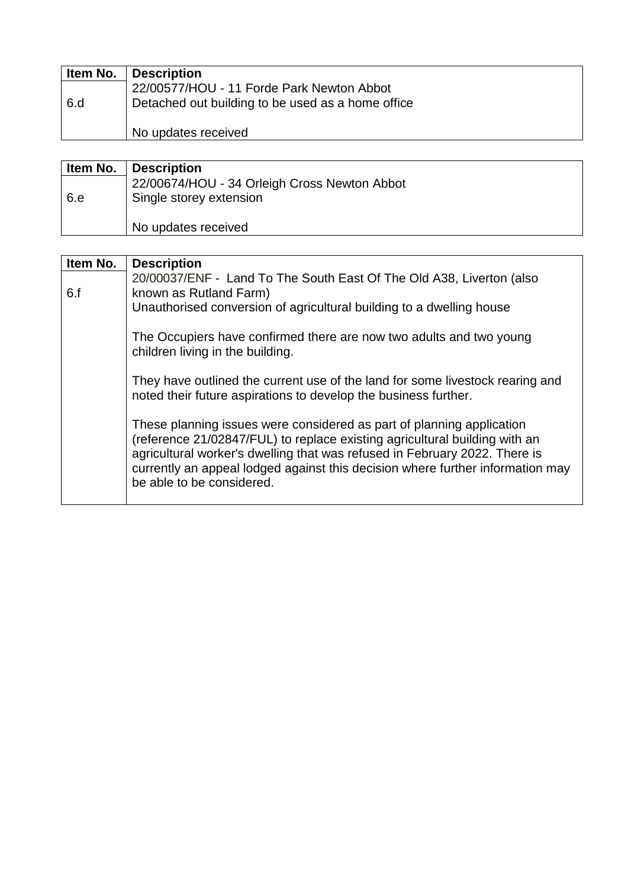| Item No. | Description |
| --- | --- |
| 6.d | 22/00577/HOU - 11 Forde Park Newton Abbot<br>Detached out building to be used as a home office<br><br>No updates received |

| Item No. | Description |
| --- | --- |
| 6.e | 22/00674/HOU - 34 Orleigh Cross Newton Abbot<br>Single storey extension<br><br>No updates received |

| Item No. | Description |
| --- | --- |
| 6.f | 20/00037/ENF - Land To The South East Of The Old A38, Liverton (also known as Rutland Farm)<br>Unauthorised conversion of agricultural building to a dwelling house<br><br>The Occupiers have confirmed there are now two adults and two young children living in the building.<br><br>They have outlined the current use of the land for some livestock rearing and noted their future aspirations to develop the business further.<br><br>These planning issues were considered as part of planning application (reference 21/02847/FUL) to replace existing agricultural building with an agricultural worker's dwelling that was refused in February 2022. There is currently an appeal lodged against this decision where further information may be able to be considered. |